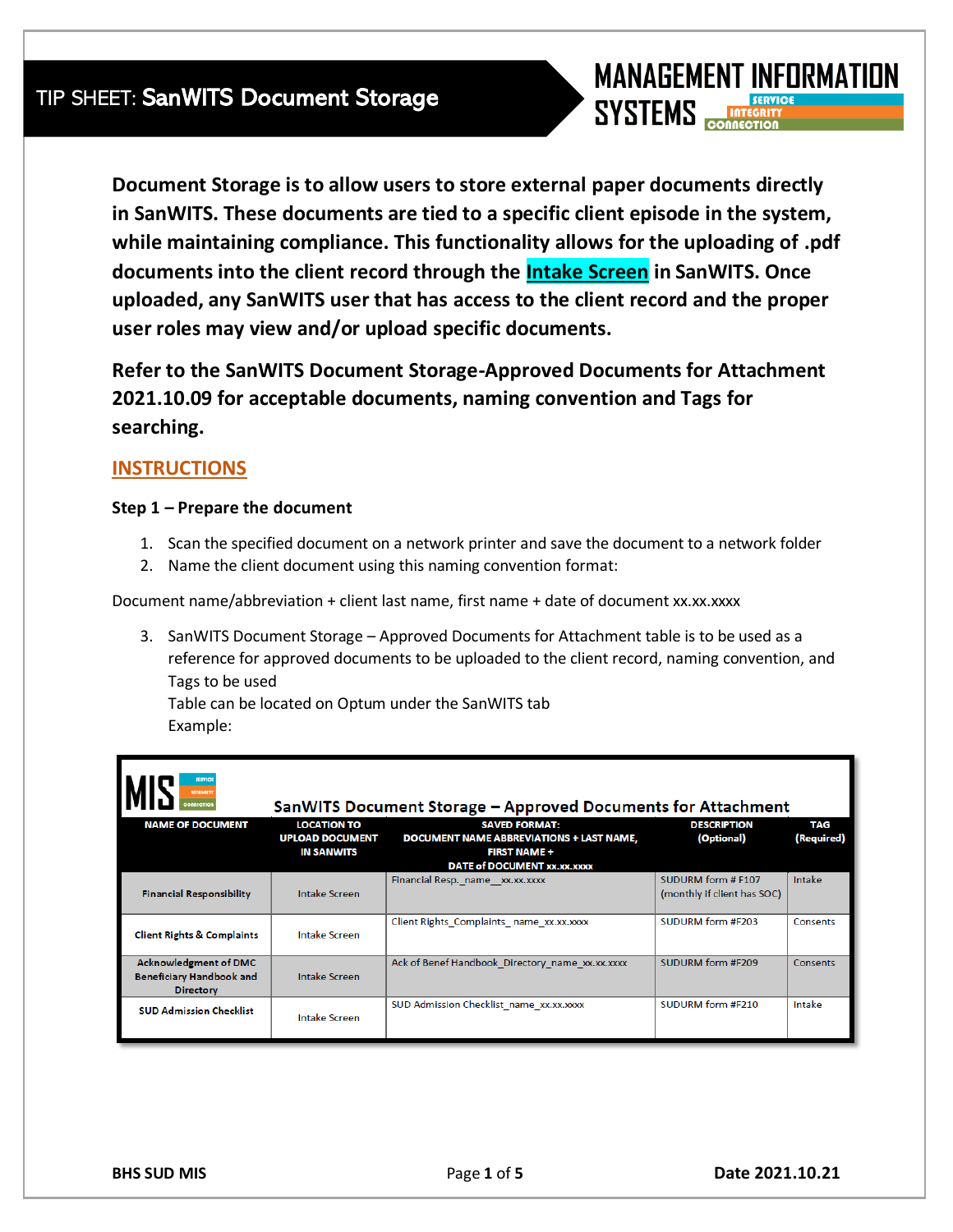# TIP SHEET: SanWITS Document Storage

MANAGEMENT INFORMATION SYSTEMS

SERVICE INTEGRITY CONNECTION

**Document Storage is to allow users to store external paper documents directly in SanWITS. These documents are tied to a specific client episode in the system, while maintaining compliance. This functionality allows for the uploading of .pdf documents into the client record through the Intake Screen in SanWITS. Once uploaded, any SanWITS user that has access to the client record and the proper user roles may view and/or upload specific documents.**

**Refer to the SanWITS Document Storage-Approved Documents for Attachment 2021.10.09 for acceptable documents, naming convention and Tags for searching.**

## INSTRUCTIONS

### Step 1 – Prepare the document

1. Scan the specified document on a network printer and save the document to a network folder
2. Name the client document using this naming convention format:

Document name/abbreviation + client last name, first name + date of document xx.xx.xxxx

3. SanWITS Document Storage – Approved Documents for Attachment table is to be used as a reference for approved documents to be uploaded to the client record, naming convention, and Tags to be used
   Table can be located on Optum under the SanWITS tab
   Example:

**SanWITS Document Storage – Approved Documents for Attachment**

| NAME OF DOCUMENT | LOCATION TO UPLOAD DOCUMENT IN SANWITS | SAVED FORMAT: DOCUMENT NAME ABBREVIATIONS + LAST NAME, FIRST NAME + DATE of DOCUMENT xx.xx.xxxx | DESCRIPTION (Optional) | TAG (Required) |
|---|---|---|---|---|
| Financial Responsibility | Intake Screen | Financial Resp._name__xx.xx.xxxx | SUDURM form # F107 (monthly if client has SOC) | Intake |
| Client Rights & Complaints | Intake Screen | Client Rights_Complaints_ name_xx.xx.xxxx | SUDURM form #F203 | Consents |
| Acknowledgment of DMC Beneficiary Handbook and Directory | Intake Screen | Ack of Benef Handbook_Directory_name_xx.xx.xxxx | SUDURM form #F209 | Consents |
| SUD Admission Checklist | Intake Screen | SUD Admission Checklist_name_xx.xx.xxxx | SUDURM form #F210 | Intake |

BHS SUD MIS | Date 2021.10.21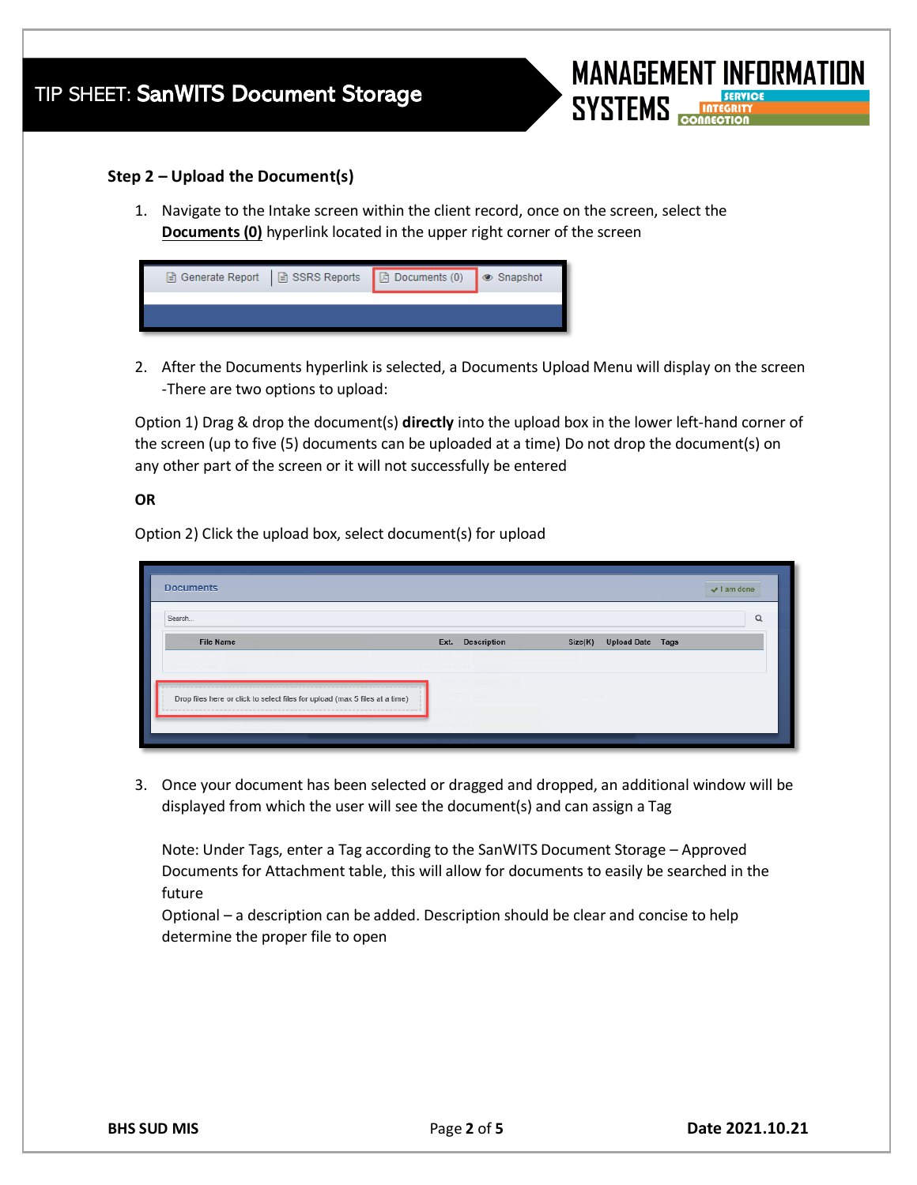### Step 2 – Upload the Document(s)

1. Navigate to the Intake screen within the client record, once on the screen, select the **Documents (0)** hyperlink located in the upper right corner of the screen

2. After the Documents hyperlink is selected, a Documents Upload Menu will display on the screen -There are two options to upload:

Option 1) Drag & drop the document(s) **directly** into the upload box in the lower left-hand corner of the screen (up to five (5) documents can be uploaded at a time) Do not drop the document(s) on any other part of the screen or it will not successfully be entered

**OR**

Option 2) Click the upload box, select document(s) for upload

3. Once your document has been selected or dragged and dropped, an additional window will be displayed from which the user will see the document(s) and can assign a Tag

   Note: Under Tags, enter a Tag according to the SanWITS Document Storage – Approved Documents for Attachment table, this will allow for documents to easily be searched in the future
   Optional – a description can be added. Description should be clear and concise to help determine the proper file to open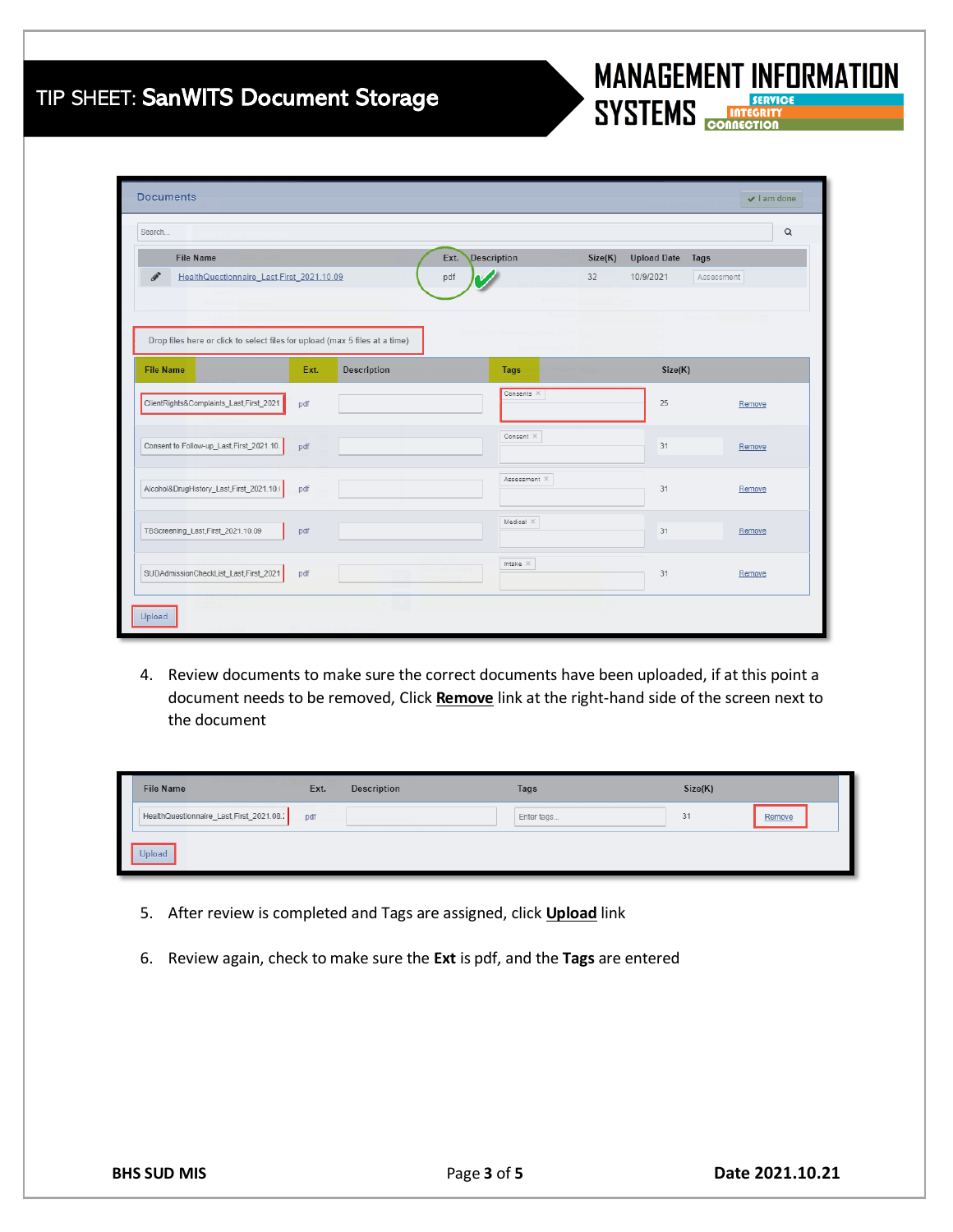4. Review documents to make sure the correct documents have been uploaded, if at this point a document needs to be removed, Click **Remove** link at the right-hand side of the screen next to the document

5. After review is completed and Tags are assigned, click **Upload** link

6. Review again, check to make sure the **Ext** is pdf, and the **Tags** are entered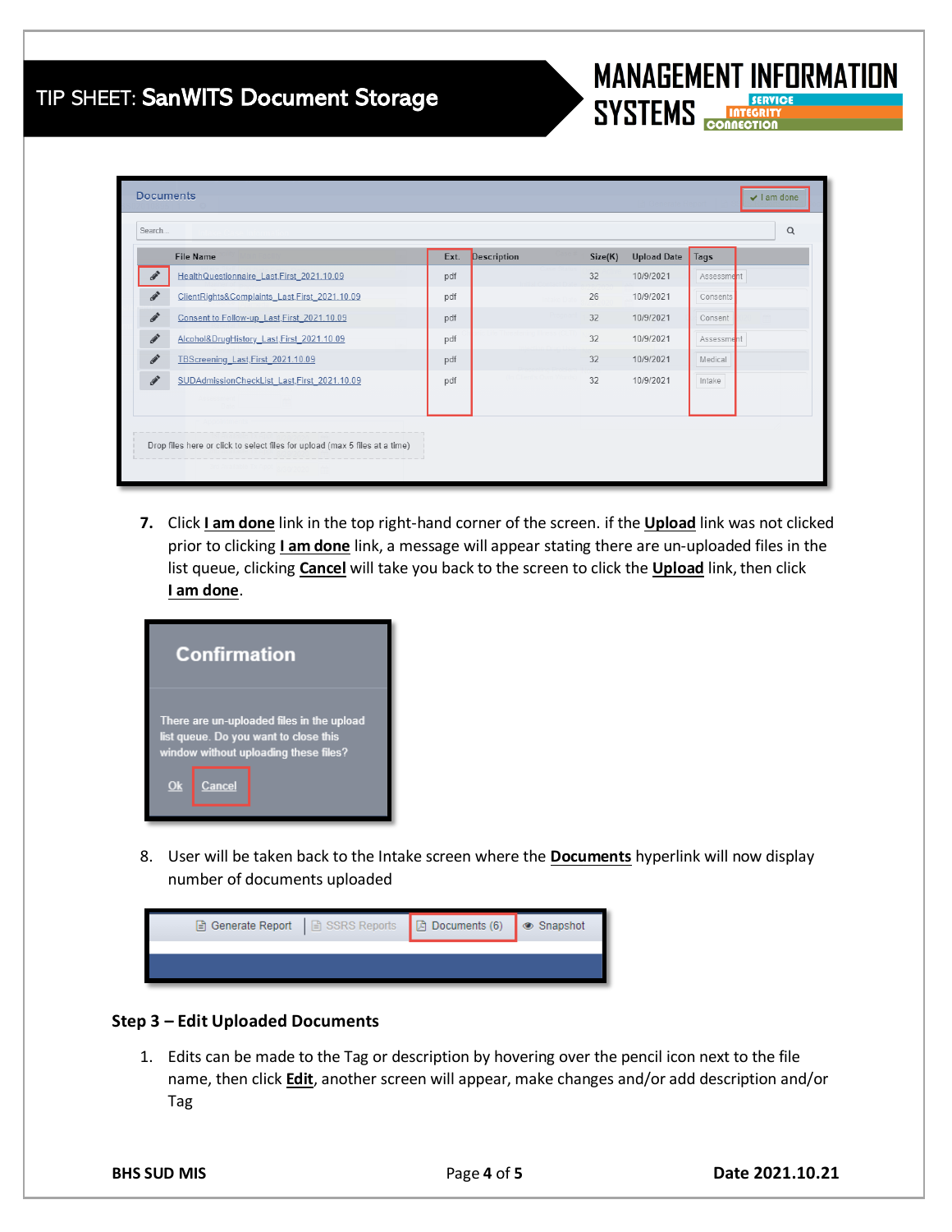7. Click **I am done** link in the top right-hand corner of the screen. if the **Upload** link was not clicked prior to clicking **I am done** link, a message will appear stating there are un-uploaded files in the list queue, clicking **Cancel** will take you back to the screen to click the **Upload** link, then click **I am done**.

8. User will be taken back to the Intake screen where the **Documents** hyperlink will now display number of documents uploaded

### Step 3 – Edit Uploaded Documents

1. Edits can be made to the Tag or description by hovering over the pencil icon next to the file name, then click **Edit**, another screen will appear, make changes and/or add description and/or Tag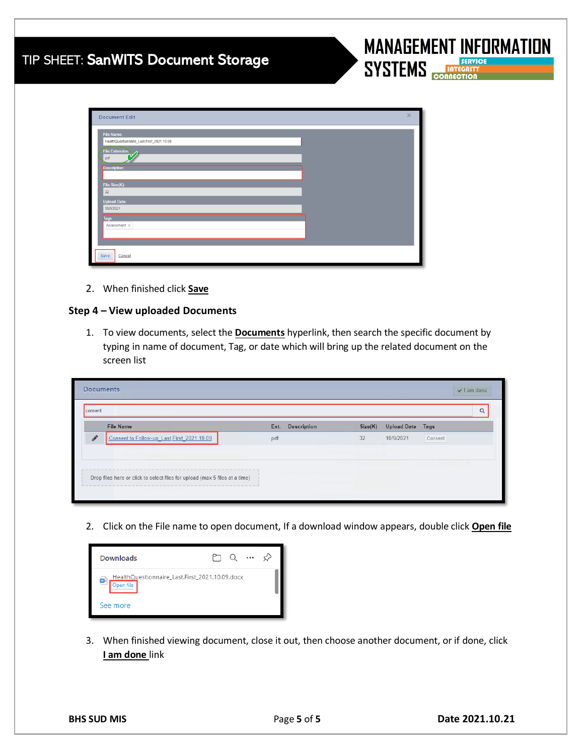2. When finished click **Save**

**Step 4 – View uploaded Documents**

1. To view documents, select the **Documents** hyperlink, then search the specific document by typing in name of document, Tag, or date which will bring up the related document on the screen list

2. Click on the File name to open document, If a download window appears, double click **Open file**

3. When finished viewing document, close it out, then choose another document, or if done, click **I am done** link